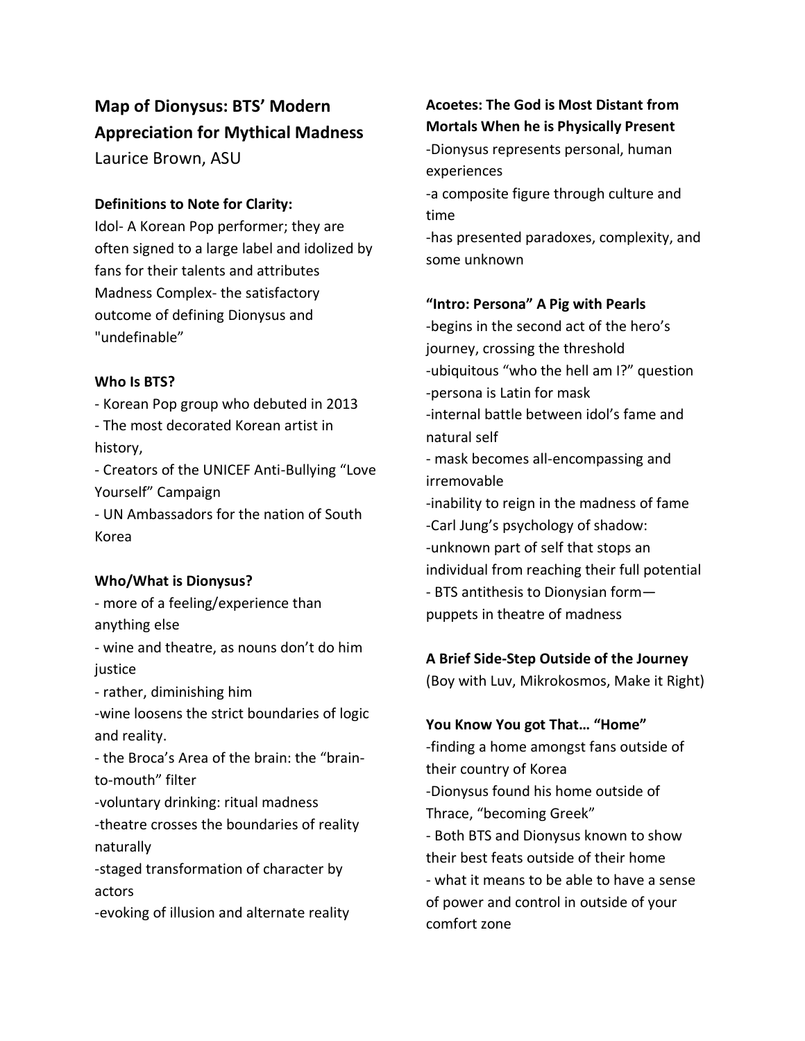# Map of Dionysus: BTS' Modern Appreciation for Mythical Madness

Laurice Brown, ASU

**Definitions to Note for Clarity:**

Idol- A Korean Pop performer; they are often signed to a large label and idolized by fans for their talents and attributes

Madness Complex- the satisfactory outcome of defining Dionysus and "undefinable"

**Who Is BTS?**

- Korean Pop group who debuted in 2013
- The most decorated Korean artist in history,
- Creators of the UNICEF Anti-Bullying "Love Yourself" Campaign
- UN Ambassadors for the nation of South Korea

**Who/What is Dionysus?**

- more of a feeling/experience than anything else
- wine and theatre, as nouns don't do him justice
- rather, diminishing him
- wine loosens the strict boundaries of logic and reality.
- the Broca's Area of the brain: the "brain-to-mouth" filter
- voluntary drinking: ritual madness
- theatre crosses the boundaries of reality naturally
- staged transformation of character by actors
- evoking of illusion and alternate reality

**Acoetes: The God is Most Distant from Mortals When he is Physically Present**

- Dionysus represents personal, human experiences
- a composite figure through culture and time
- has presented paradoxes, complexity, and some unknown

**"Intro: Persona" A Pig with Pearls**

- begins in the second act of the hero's journey, crossing the threshold
- ubiquitous "who the hell am I?" question
- persona is Latin for mask
- internal battle between idol's fame and natural self
- mask becomes all-encompassing and irremovable
- inability to reign in the madness of fame
- Carl Jung's psychology of shadow:
- unknown part of self that stops an individual from reaching their full potential
- BTS antithesis to Dionysian form—puppets in theatre of madness

**A Brief Side-Step Outside of the Journey**

(Boy with Luv, Mikrokosmos, Make it Right)

**You Know You got That… "Home"**

- finding a home amongst fans outside of their country of Korea
- Dionysus found his home outside of Thrace, "becoming Greek"
- Both BTS and Dionysus known to show their best feats outside of their home
- what it means to be able to have a sense of power and control in outside of your comfort zone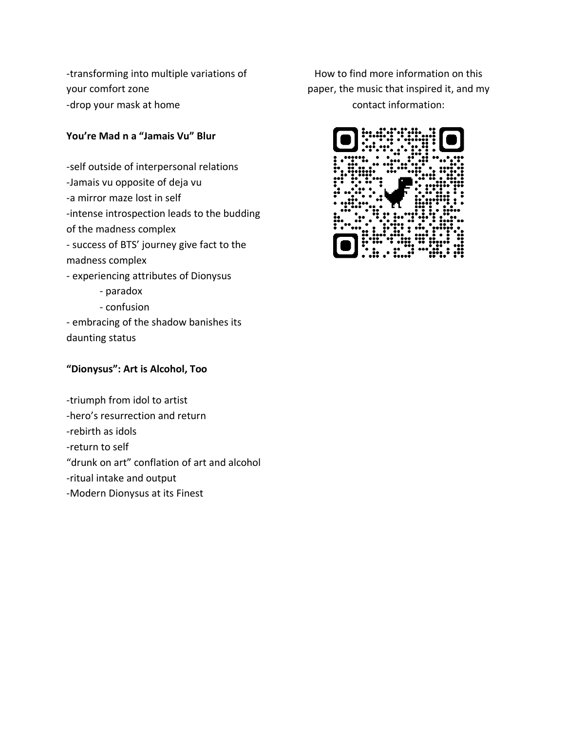-transforming into multiple variations of your comfort zone
-drop your mask at home

**You're Mad n a "Jamais Vu" Blur**

-self outside of interpersonal relations
-Jamais vu opposite of deja vu
-a mirror maze lost in self
-intense introspection leads to the budding of the madness complex
- success of BTS' journey give fact to the madness complex
- experiencing attributes of Dionysus
    - paradox
    - confusion
- embracing of the shadow banishes its daunting status

**"Dionysus": Art is Alcohol, Too**

-triumph from idol to artist
-hero's resurrection and return
-rebirth as idols
-return to self
"drunk on art" conflation of art and alcohol
-ritual intake and output
-Modern Dionysus at its Finest

How to find more information on this paper, the music that inspired it, and my contact information: